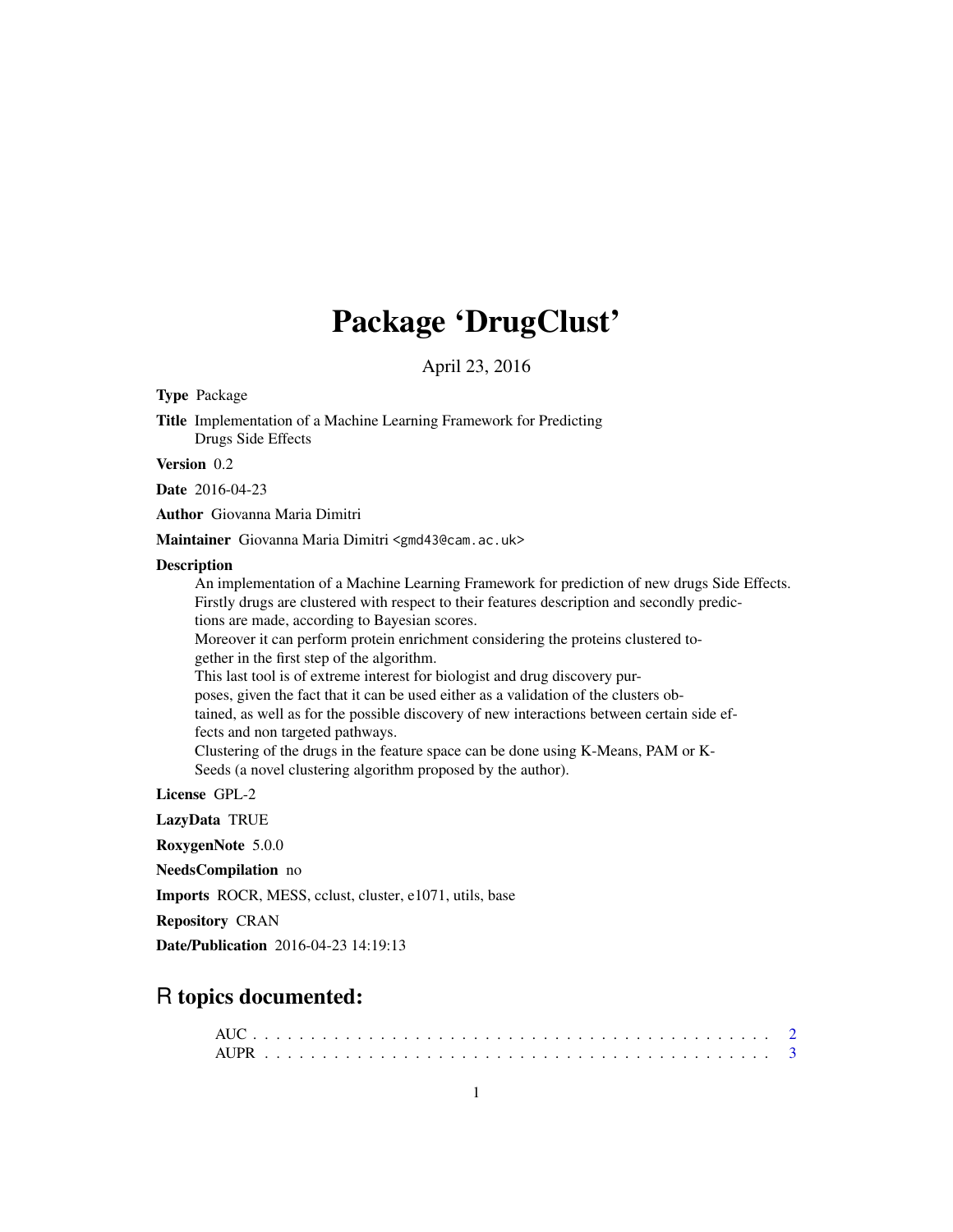# Package 'DrugClust'

April 23, 2016

**Type** Package

**Title** Implementation of a Machine Learning Framework for Predicting Drugs Side Effects

**Version** 0.2

**Date** 2016-04-23

**Author** Giovanna Maria Dimitri

**Maintainer** Giovanna Maria Dimitri <gmd43@cam.ac.uk>

**Description**

An implementation of a Machine Learning Framework for prediction of new drugs Side Effects. Firstly drugs are clustered with respect to their features description and secondly predictions are made, according to Bayesian scores.
Moreover it can perform protein enrichment considering the proteins clustered together in the first step of the algorithm.
This last tool is of extreme interest for biologist and drug discovery purposes, given the fact that it can be used either as a validation of the clusters obtained, as well as for the possible discovery of new interactions between certain side effects and non targeted pathways.
Clustering of the drugs in the feature space can be done using K-Means, PAM or K-Seeds (a novel clustering algorithm proposed by the author).

**License** GPL-2

**LazyData** TRUE

**RoxygenNote** 5.0.0

**NeedsCompilation** no

**Imports** ROCR, MESS, cclust, cluster, e1071, utils, base

**Repository** CRAN

**Date/Publication** 2016-04-23 14:19:13

## R topics documented:

AUC . . . . . . . . . . . . . . . . . . . . . . . . . . . . . . . . . . . . . . . . . . 2
AUPR . . . . . . . . . . . . . . . . . . . . . . . . . . . . . . . . . . . . . . . . . 3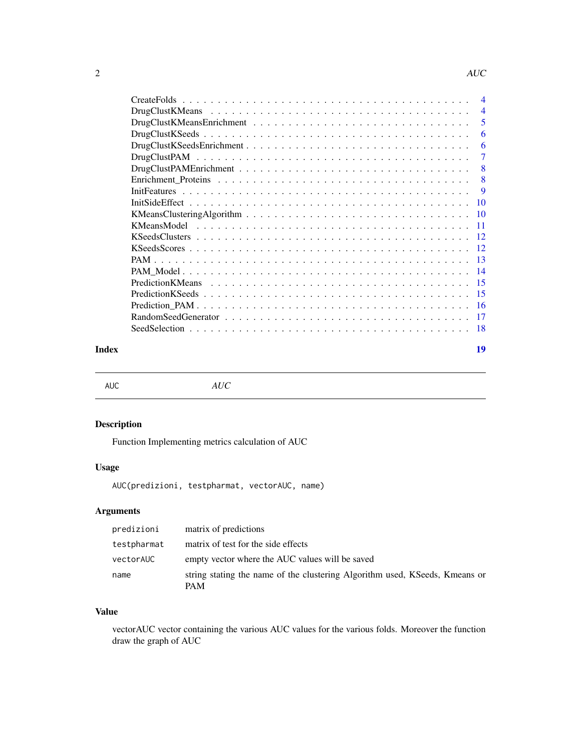CreateFolds . . . . . . . . . . . . . . . . . . . . . . . . . . . . . . . . . . . . . . . 4
DrugClustKMeans . . . . . . . . . . . . . . . . . . . . . . . . . . . . . . . . . . . . . 4
DrugClustKMeansEnrichment . . . . . . . . . . . . . . . . . . . . . . . . . . . . . . . . 5
DrugClustKSeeds . . . . . . . . . . . . . . . . . . . . . . . . . . . . . . . . . . . . . 6
DrugClustKSeedsEnrichment . . . . . . . . . . . . . . . . . . . . . . . . . . . . . . . . 6
DrugClustPAM . . . . . . . . . . . . . . . . . . . . . . . . . . . . . . . . . . . . . . 7
DrugClustPAMEnrichment . . . . . . . . . . . . . . . . . . . . . . . . . . . . . . . . . 8
Enrichment_Proteins . . . . . . . . . . . . . . . . . . . . . . . . . . . . . . . . . . . 8
InitFeatures . . . . . . . . . . . . . . . . . . . . . . . . . . . . . . . . . . . . . . . 9
InitSideEffect . . . . . . . . . . . . . . . . . . . . . . . . . . . . . . . . . . . . . . 10
KMeansClusteringAlgorithm . . . . . . . . . . . . . . . . . . . . . . . . . . . . . . . . 10
KMeansModel . . . . . . . . . . . . . . . . . . . . . . . . . . . . . . . . . . . . . . . 11
KSeedsClusters . . . . . . . . . . . . . . . . . . . . . . . . . . . . . . . . . . . . . . 12
KSeedsScores . . . . . . . . . . . . . . . . . . . . . . . . . . . . . . . . . . . . . . . 12
PAM . . . . . . . . . . . . . . . . . . . . . . . . . . . . . . . . . . . . . . . . . . . 13
PAM_Model . . . . . . . . . . . . . . . . . . . . . . . . . . . . . . . . . . . . . . . . 14
PredictionKMeans . . . . . . . . . . . . . . . . . . . . . . . . . . . . . . . . . . . . . 15
PredictionKSeeds . . . . . . . . . . . . . . . . . . . . . . . . . . . . . . . . . . . . . 15
Prediction_PAM . . . . . . . . . . . . . . . . . . . . . . . . . . . . . . . . . . . . . . 16
RandomSeedGenerator . . . . . . . . . . . . . . . . . . . . . . . . . . . . . . . . . . . 17
SeedSelection . . . . . . . . . . . . . . . . . . . . . . . . . . . . . . . . . . . . . . . 18

**Index** 19

---

`AUC` *AUC*

---

### Description

Function Implementing metrics calculation of AUC

### Usage

```
AUC(predizioni, testpharmat, vectorAUC, name)
```

### Arguments

| | |
|---|---|
| `predizioni` | matrix of predictions |
| `testpharmat` | matrix of test for the side effects |
| `vectorAUC` | empty vector where the AUC values will be saved |
| `name` | string stating the name of the clustering Algorithm used, KSeeds, Kmeans or PAM |

### Value

vectorAUC vector containing the various AUC values for the various folds. Moreover the function draw the graph of AUC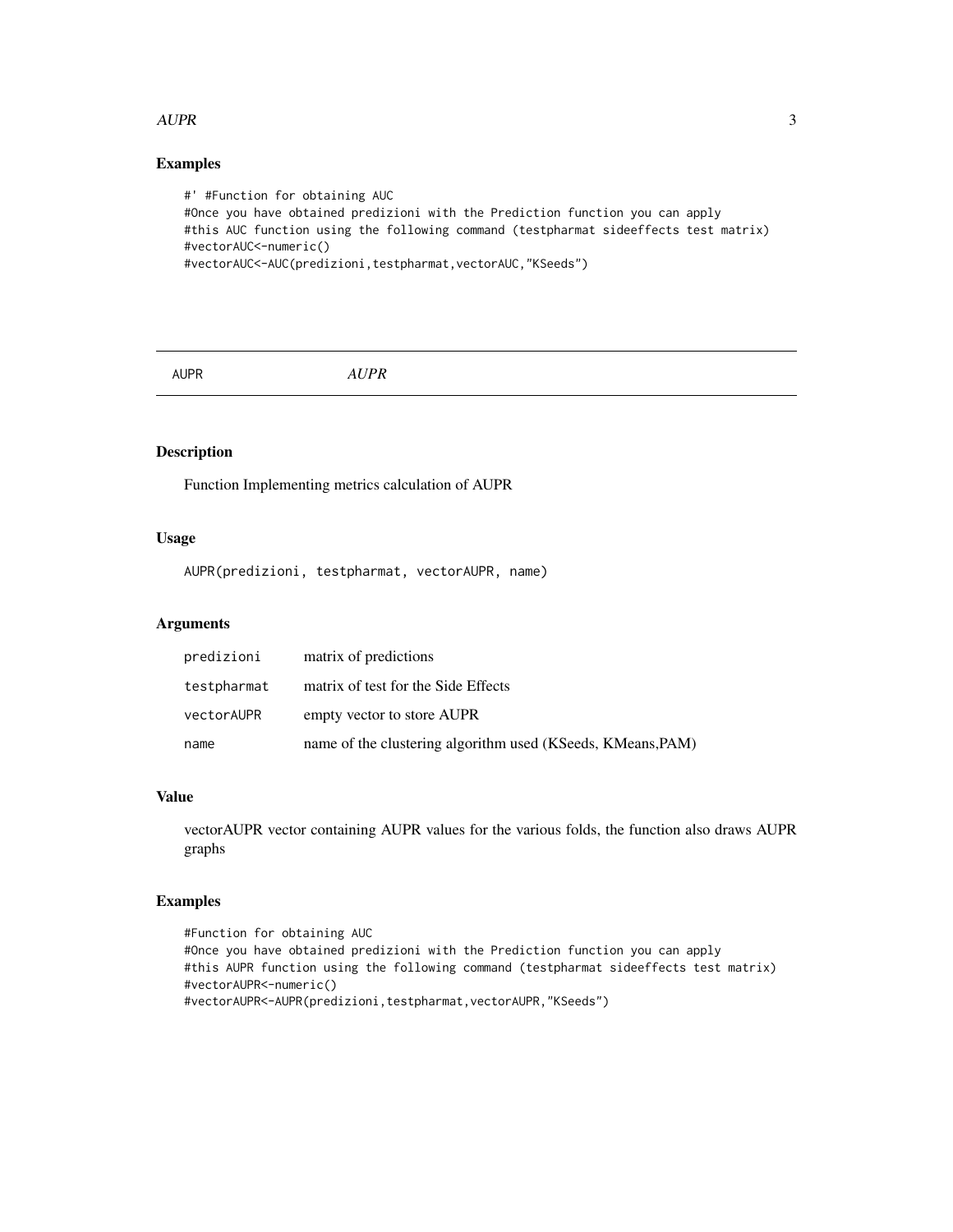## Examples

```
#' #Function for obtaining AUC
#Once you have obtained predizioni with the Prediction function you can apply
#this AUC function using the following command (testpharmat sideeffects test matrix)
#vectorAUC<-numeric()
#vectorAUC<-AUC(predizioni,testpharmat,vectorAUC,"KSeeds")
```

---

AUPR &emsp;&emsp;&emsp;&emsp; *AUPR*

---

## Description

Function Implementing metrics calculation of AUPR

## Usage

```
AUPR(predizioni, testpharmat, vectorAUPR, name)
```

## Arguments

| | |
|---|---|
| `predizioni` | matrix of predictions |
| `testpharmat` | matrix of test for the Side Effects |
| `vectorAUPR` | empty vector to store AUPR |
| `name` | name of the clustering algorithm used (KSeeds, KMeans,PAM) |

## Value

vectorAUPR vector containing AUPR values for the various folds, the function also draws AUPR graphs

## Examples

```
#Function for obtaining AUC
#Once you have obtained predizioni with the Prediction function you can apply
#this AUPR function using the following command (testpharmat sideeffects test matrix)
#vectorAUPR<-numeric()
#vectorAUPR<-AUPR(predizioni,testpharmat,vectorAUPR,"KSeeds")
```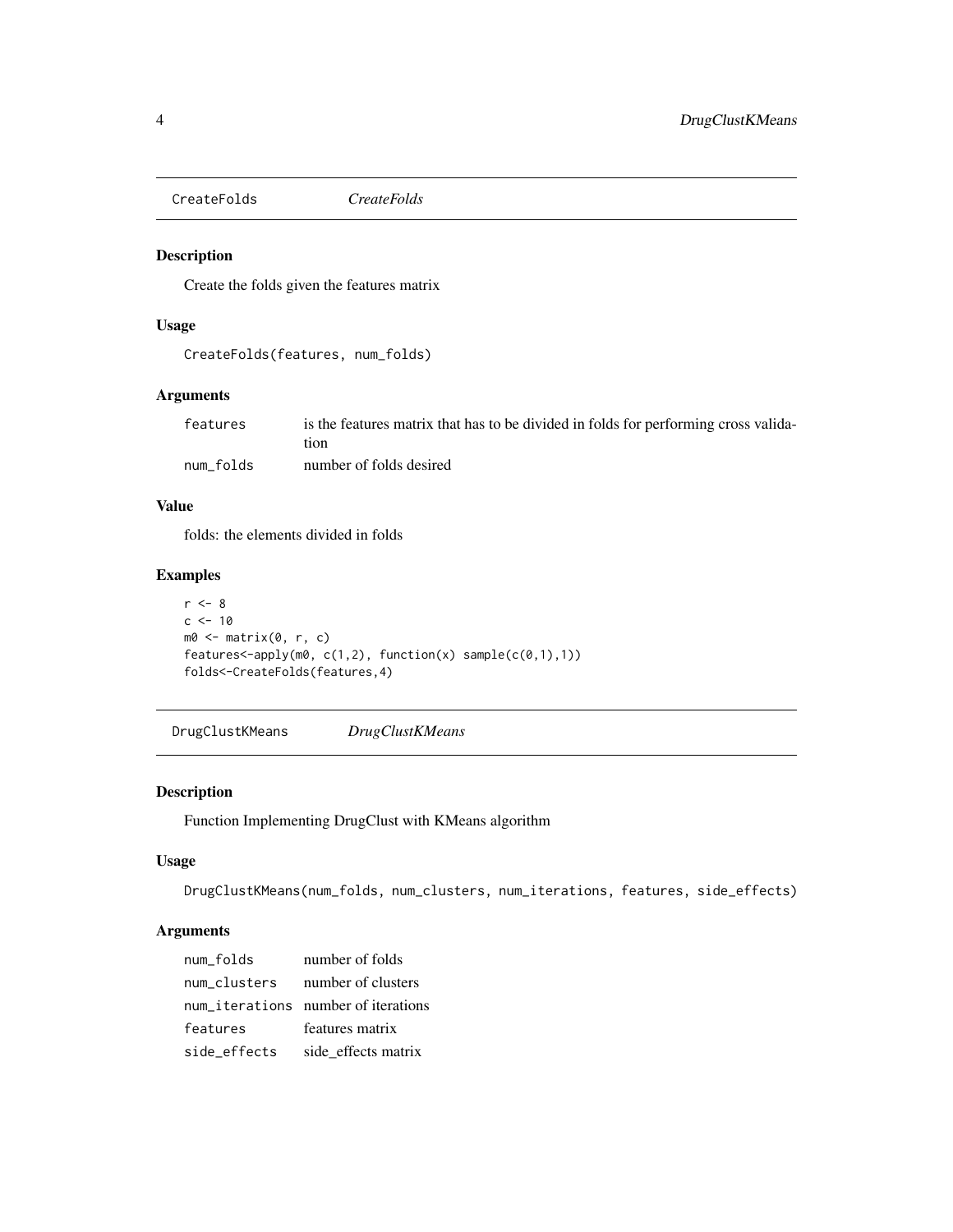## CreateFolds *CreateFolds*

### Description

Create the folds given the features matrix

### Usage

```
CreateFolds(features, num_folds)
```

### Arguments

| | |
|---|---|
| features | is the features matrix that has to be divided in folds for performing cross validation |
| num_folds | number of folds desired |

### Value

folds: the elements divided in folds

### Examples

```
r <- 8
c <- 10
m0 <- matrix(0, r, c)
features<-apply(m0, c(1,2), function(x) sample(c(0,1),1))
folds<-CreateFolds(features,4)
```

## DrugClustKMeans *DrugClustKMeans*

### Description

Function Implementing DrugClust with KMeans algorithm

### Usage

```
DrugClustKMeans(num_folds, num_clusters, num_iterations, features, side_effects)
```

### Arguments

| | |
|---|---|
| num_folds | number of folds |
| num_clusters | number of clusters |
| num_iterations | number of iterations |
| features | features matrix |
| side_effects | side_effects matrix |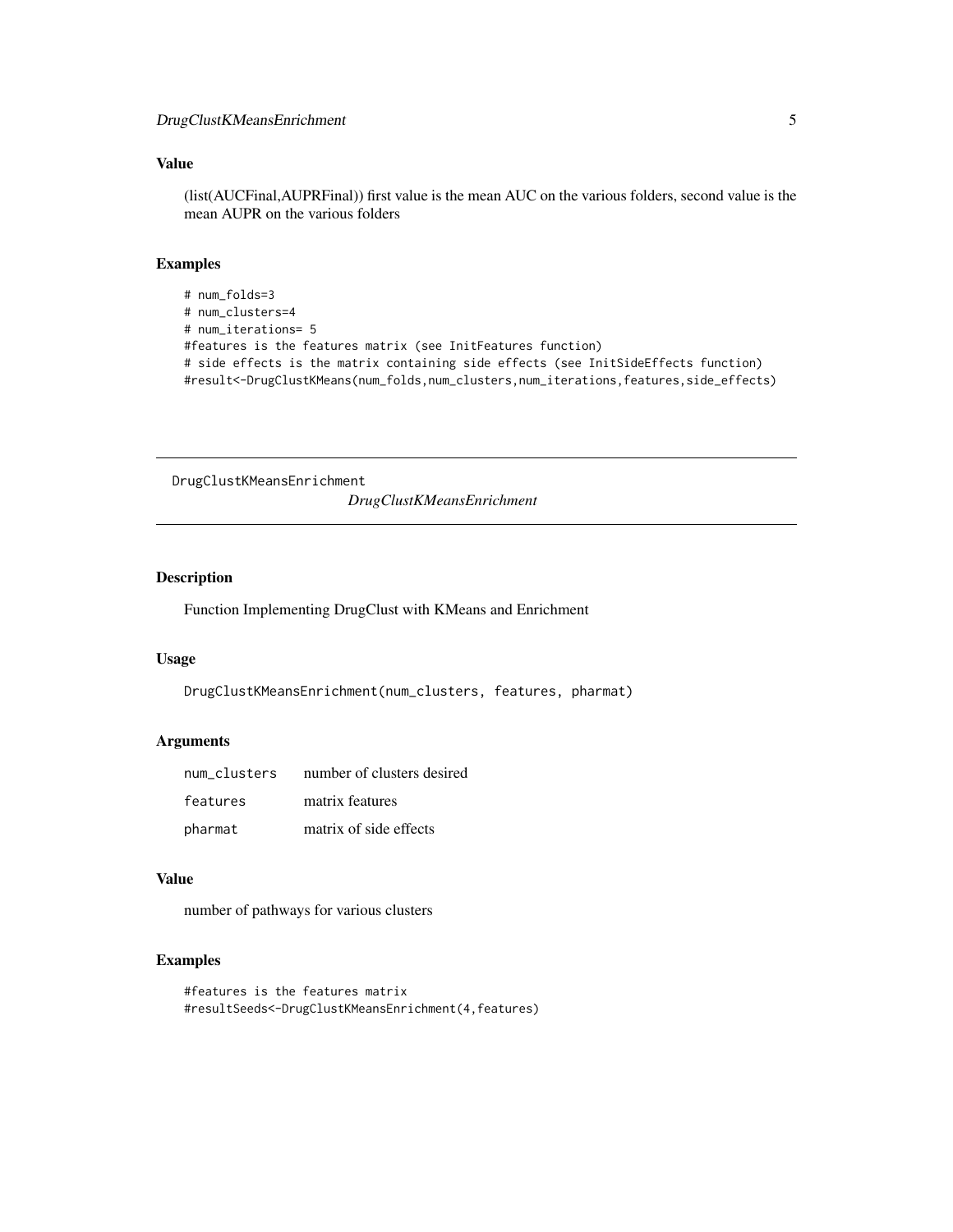### Value

(list(AUCFinal,AUPRFinal)) first value is the mean AUC on the various folders, second value is the mean AUPR on the various folders

### Examples

```
# num_folds=3
# num_clusters=4
# num_iterations= 5
#features is the features matrix (see InitFeatures function)
# side effects is the matrix containing side effects (see InitSideEffects function)
#result<-DrugClustKMeans(num_folds,num_clusters,num_iterations,features,side_effects)
```

---

## DrugClustKMeansEnrichment

*DrugClustKMeansEnrichment*

---

### Description

Function Implementing DrugClust with KMeans and Enrichment

### Usage

```
DrugClustKMeansEnrichment(num_clusters, features, pharmat)
```

### Arguments

| | |
|---|---|
| num_clusters | number of clusters desired |
| features | matrix features |
| pharmat | matrix of side effects |

### Value

number of pathways for various clusters

### Examples

```
#features is the features matrix
#resultSeeds<-DrugClustKMeansEnrichment(4,features)
```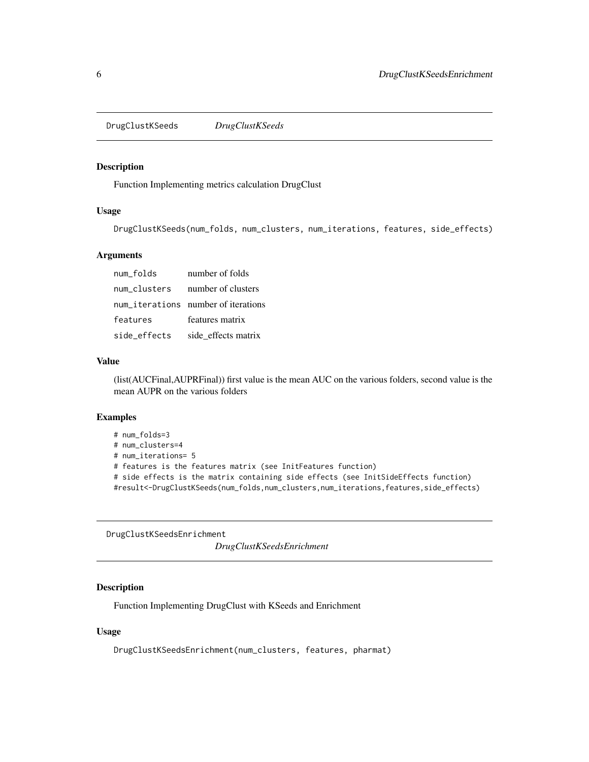## DrugClustKSeeds *DrugClustKSeeds*

### Description

Function Implementing metrics calculation DrugClust

### Usage

```
DrugClustKSeeds(num_folds, num_clusters, num_iterations, features, side_effects)
```

### Arguments

| | |
|---|---|
| num_folds | number of folds |
| num_clusters | number of clusters |
| num_iterations | number of iterations |
| features | features matrix |
| side_effects | side_effects matrix |

### Value

(list(AUCFinal,AUPRFinal)) first value is the mean AUC on the various folders, second value is the mean AUPR on the various folders

### Examples

```
# num_folds=3
# num_clusters=4
# num_iterations= 5
# features is the features matrix (see InitFeatures function)
# side effects is the matrix containing side effects (see InitSideEffects function)
#result<-DrugClustKSeeds(num_folds,num_clusters,num_iterations,features,side_effects)
```

## DrugClustKSeedsEnrichment *DrugClustKSeedsEnrichment*

### Description

Function Implementing DrugClust with KSeeds and Enrichment

### Usage

```
DrugClustKSeedsEnrichment(num_clusters, features, pharmat)
```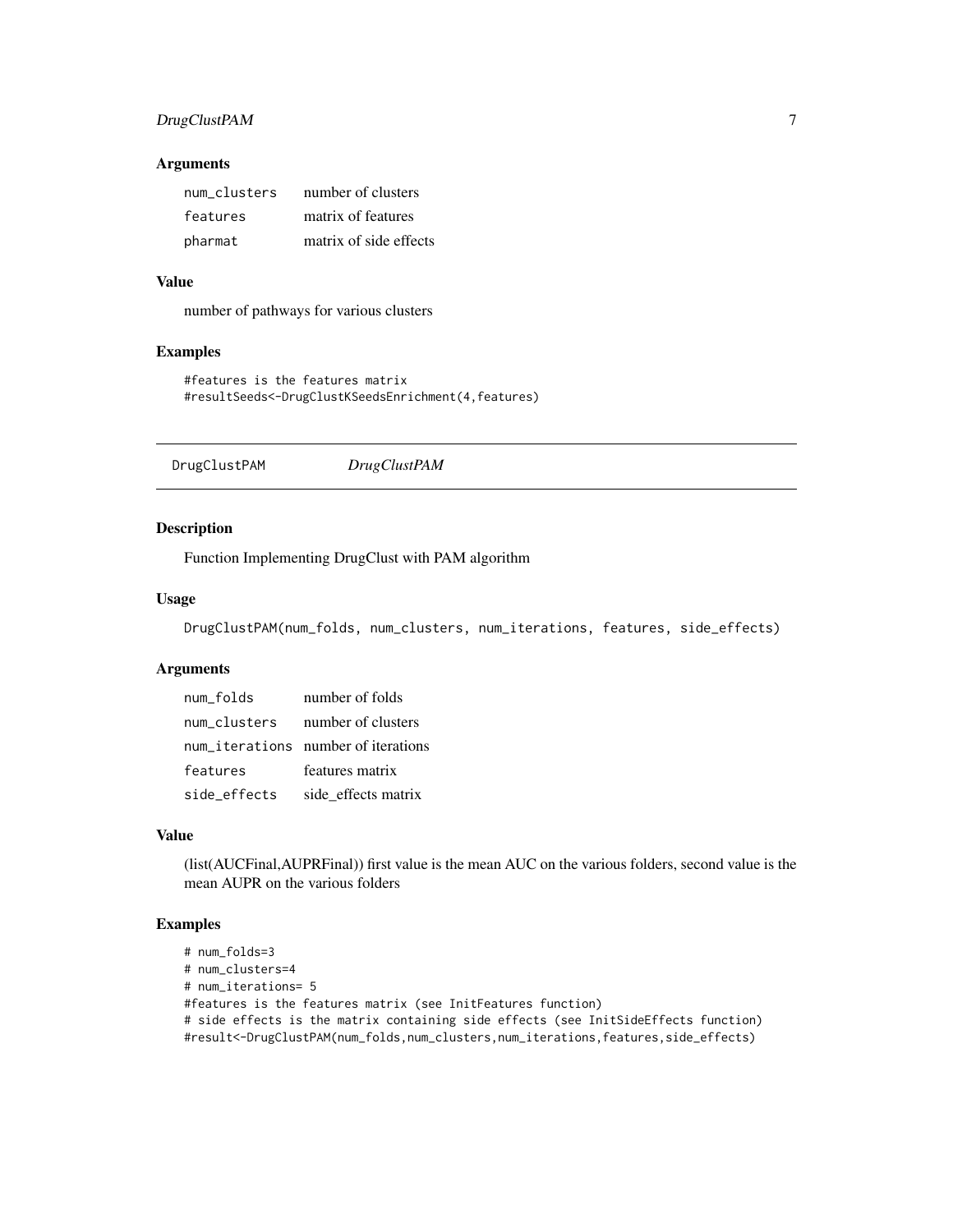### Arguments

| | |
|---|---|
| num_clusters | number of clusters |
| features | matrix of features |
| pharmat | matrix of side effects |

### Value

number of pathways for various clusters

### Examples

```
#features is the features matrix
#resultSeeds<-DrugClustKSeedsEnrichment(4,features)
```

---

## DrugClustPAM    *DrugClustPAM*

---

### Description

Function Implementing DrugClust with PAM algorithm

### Usage

```
DrugClustPAM(num_folds, num_clusters, num_iterations, features, side_effects)
```

### Arguments

| | |
|---|---|
| num_folds | number of folds |
| num_clusters | number of clusters |
| num_iterations | number of iterations |
| features | features matrix |
| side_effects | side_effects matrix |

### Value

(list(AUCFinal,AUPRFinal)) first value is the mean AUC on the various folders, second value is the mean AUPR on the various folders

### Examples

```
# num_folds=3
# num_clusters=4
# num_iterations= 5
#features is the features matrix (see InitFeatures function)
# side effects is the matrix containing side effects (see InitSideEffects function)
#result<-DrugClustPAM(num_folds,num_clusters,num_iterations,features,side_effects)
```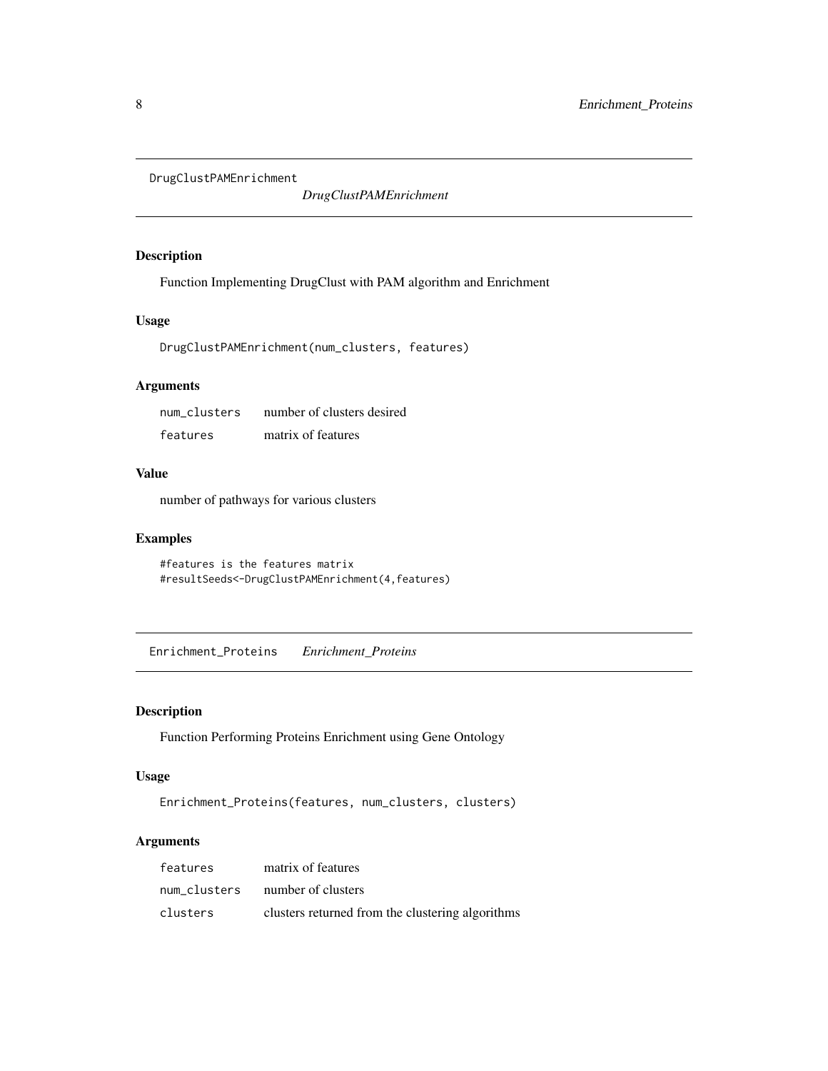## DrugClustPAMEnrichment

*DrugClustPAMEnrichment*

### Description

Function Implementing DrugClust with PAM algorithm and Enrichment

### Usage

```
DrugClustPAMEnrichment(num_clusters, features)
```

### Arguments

| | |
|---|---|
| num_clusters | number of clusters desired |
| features | matrix of features |

### Value

number of pathways for various clusters

### Examples

```
#features is the features matrix
#resultSeeds<-DrugClustPAMEnrichment(4,features)
```

## Enrichment_Proteins

*Enrichment_Proteins*

### Description

Function Performing Proteins Enrichment using Gene Ontology

### Usage

```
Enrichment_Proteins(features, num_clusters, clusters)
```

### Arguments

| | |
|---|---|
| features | matrix of features |
| num_clusters | number of clusters |
| clusters | clusters returned from the clustering algorithms |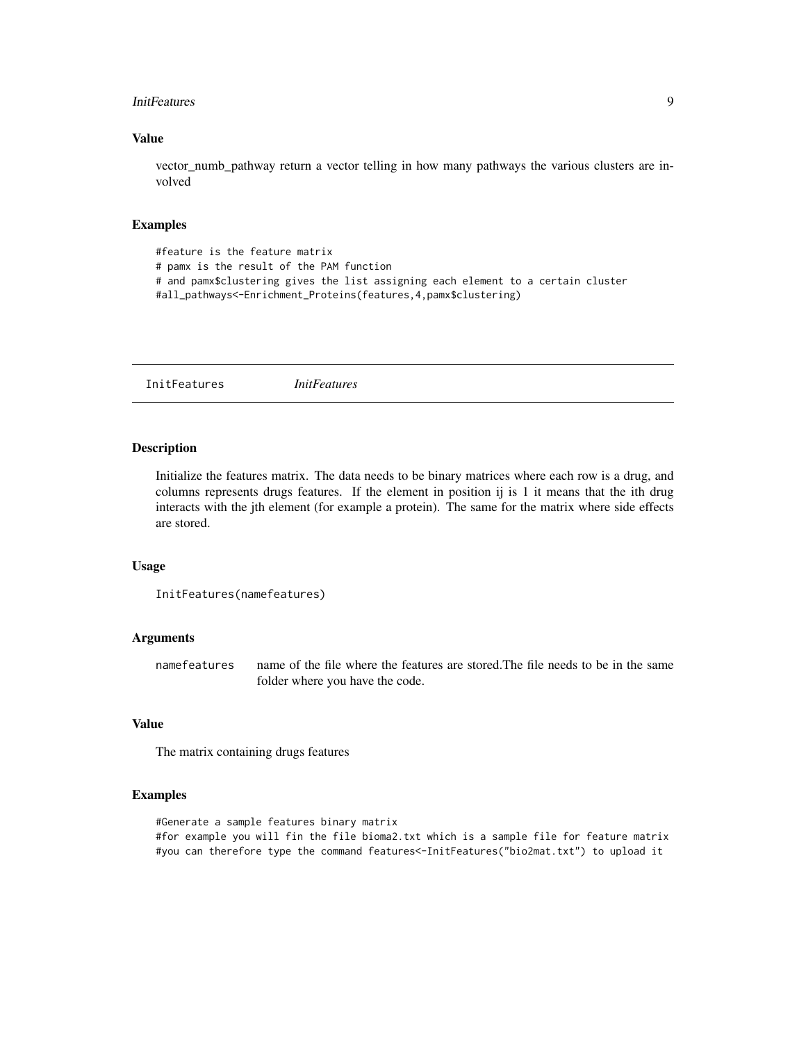### Value

vector_numb_pathway return a vector telling in how many pathways the various clusters are involved

### Examples

```
#feature is the feature matrix
# pamx is the result of the PAM function
# and pamx$clustering gives the list assigning each element to a certain cluster
#all_pathways<-Enrichment_Proteins(features,4,pamx$clustering)
```

---

## InitFeatures *InitFeatures*

---

### Description

Initialize the features matrix. The data needs to be binary matrices where each row is a drug, and columns represents drugs features. If the element in position ij is 1 it means that the ith drug interacts with the jth element (for example a protein). The same for the matrix where side effects are stored.

### Usage

```
InitFeatures(namefeatures)
```

### Arguments

`namefeatures` name of the file where the features are stored.The file needs to be in the same folder where you have the code.

### Value

The matrix containing drugs features

### Examples

```
#Generate a sample features binary matrix
#for example you will fin the file bioma2.txt which is a sample file for feature matrix
#you can therefore type the command features<-InitFeatures("bio2mat.txt") to upload it
```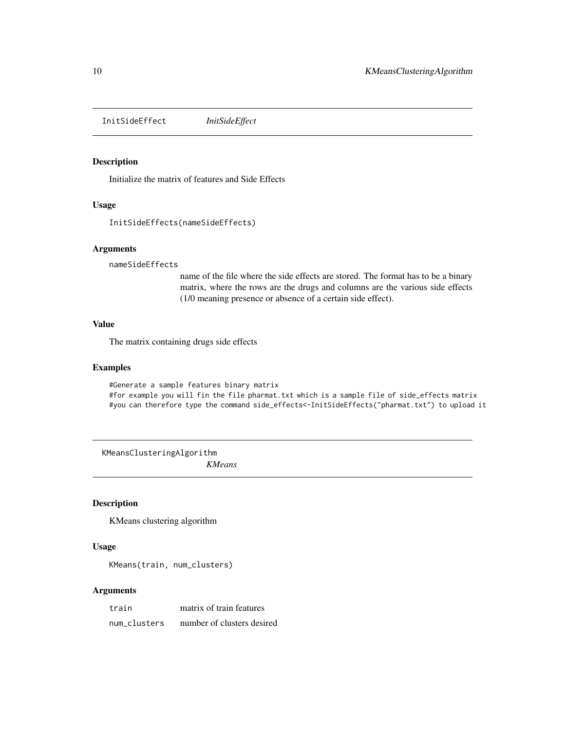## InitSideEffect *InitSideEffect*

### Description

Initialize the matrix of features and Side Effects

### Usage

```
InitSideEffects(nameSideEffects)
```

### Arguments

| | |
|---|---|
| nameSideEffects | name of the file where the side effects are stored. The format has to be a binary matrix, where the rows are the drugs and columns are the various side effects (1/0 meaning presence or absence of a certain side effect). |

### Value

The matrix containing drugs side effects

### Examples

```
#Generate a sample features binary matrix
#for example you will fin the file pharmat.txt which is a sample file of side_effects matrix
#you can therefore type the command side_effects<-InitSideEffects("pharmat.txt") to upload it
```

## KMeansClusteringAlgorithm *KMeans*

### Description

KMeans clustering algorithm

### Usage

```
KMeans(train, num_clusters)
```

### Arguments

| | |
|---|---|
| train | matrix of train features |
| num_clusters | number of clusters desired |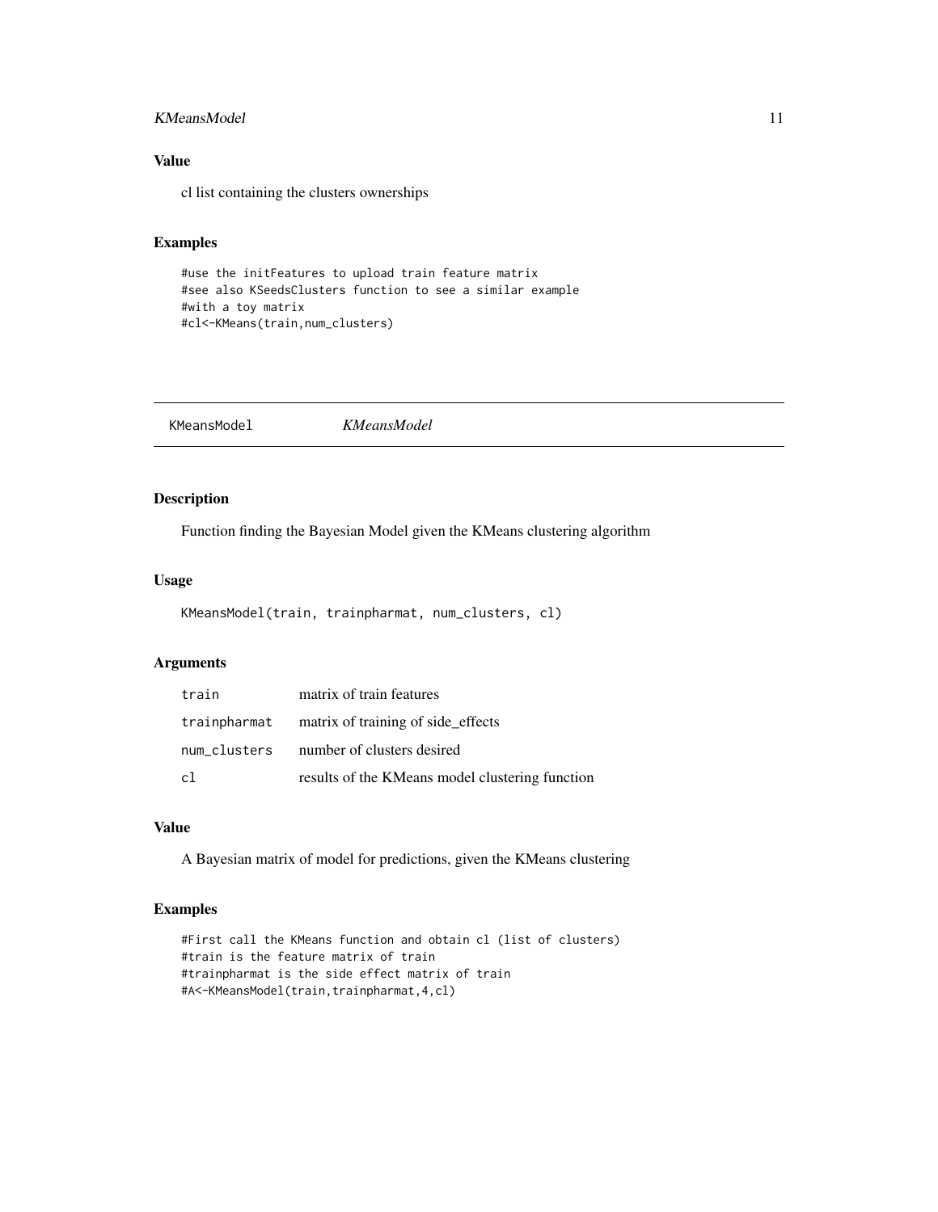### Value

cl list containing the clusters ownerships

### Examples

```
#use the initFeatures to upload train feature matrix
#see also KSeedsClusters function to see a similar example
#with a toy matrix
#cl<-KMeans(train,num_clusters)
```

---

## KMeansModel *KMeansModel*

---

### Description

Function finding the Bayesian Model given the KMeans clustering algorithm

### Usage

```
KMeansModel(train, trainpharmat, num_clusters, cl)
```

### Arguments

| | |
|---|---|
| train | matrix of train features |
| trainpharmat | matrix of training of side_effects |
| num_clusters | number of clusters desired |
| cl | results of the KMeans model clustering function |

### Value

A Bayesian matrix of model for predictions, given the KMeans clustering

### Examples

```
#First call the KMeans function and obtain cl (list of clusters)
#train is the feature matrix of train
#trainpharmat is the side effect matrix of train
#A<-KMeansModel(train,trainpharmat,4,cl)
```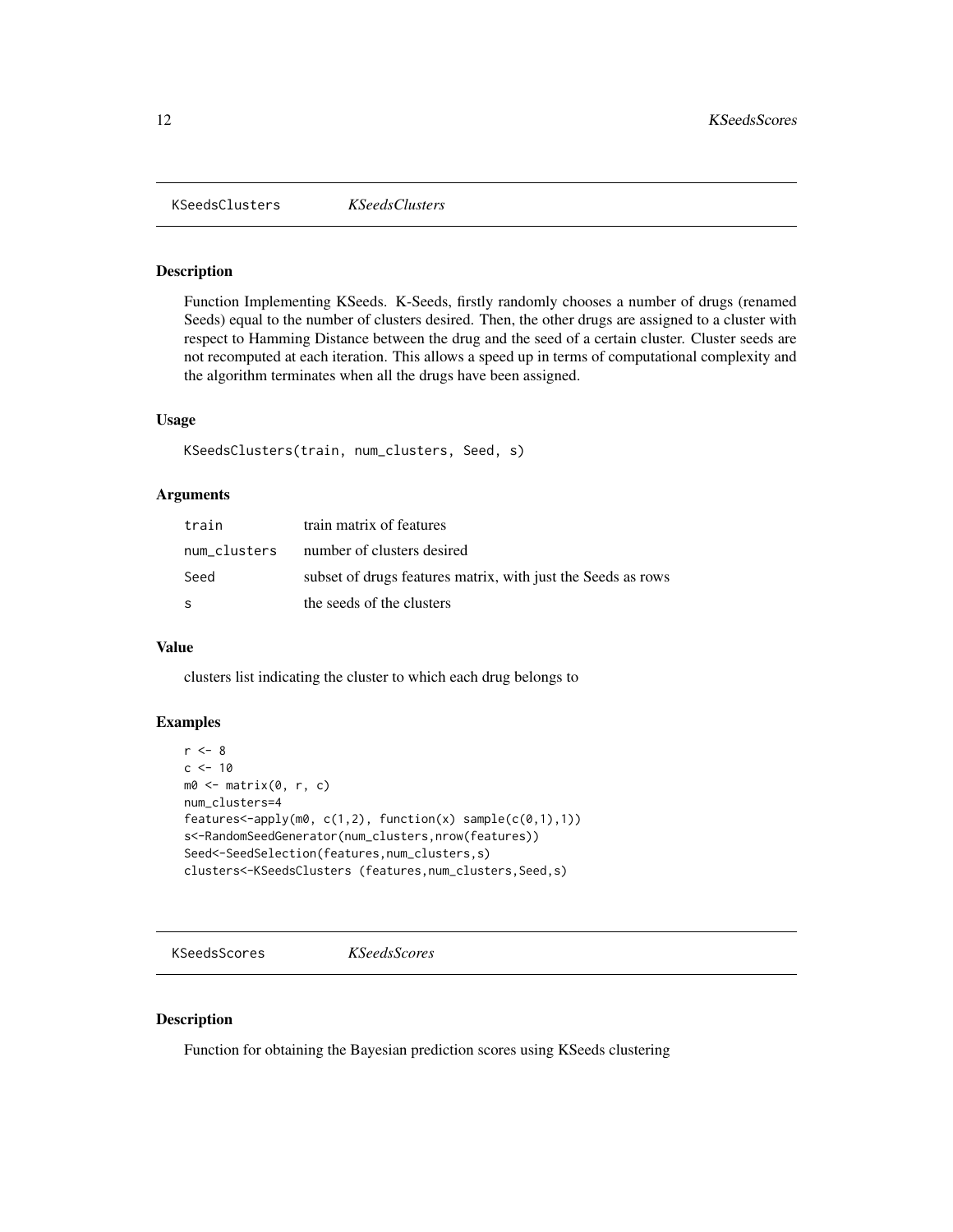## KSeedsClusters *KSeedsClusters*

### Description

Function Implementing KSeeds. K-Seeds, firstly randomly chooses a number of drugs (renamed Seeds) equal to the number of clusters desired. Then, the other drugs are assigned to a cluster with respect to Hamming Distance between the drug and the seed of a certain cluster. Cluster seeds are not recomputed at each iteration. This allows a speed up in terms of computational complexity and the algorithm terminates when all the drugs have been assigned.

### Usage

```
KSeedsClusters(train, num_clusters, Seed, s)
```

### Arguments

| | |
|---|---|
| train | train matrix of features |
| num_clusters | number of clusters desired |
| Seed | subset of drugs features matrix, with just the Seeds as rows |
| s | the seeds of the clusters |

### Value

clusters list indicating the cluster to which each drug belongs to

### Examples

```
r <- 8
c <- 10
m0 <- matrix(0, r, c)
num_clusters=4
features<-apply(m0, c(1,2), function(x) sample(c(0,1),1))
s<-RandomSeedGenerator(num_clusters,nrow(features))
Seed<-SeedSelection(features,num_clusters,s)
clusters<-KSeedsClusters (features,num_clusters,Seed,s)
```

## KSeedsScores *KSeedsScores*

### Description

Function for obtaining the Bayesian prediction scores using KSeeds clustering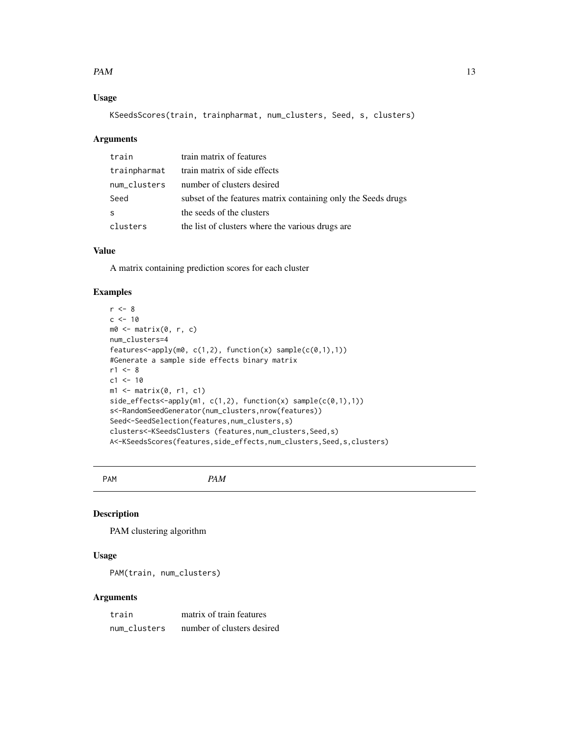### Usage

```
KSeedsScores(train, trainpharmat, num_clusters, Seed, s, clusters)
```

### Arguments

| | |
|---|---|
| train | train matrix of features |
| trainpharmat | train matrix of side effects |
| num_clusters | number of clusters desired |
| Seed | subset of the features matrix containing only the Seeds drugs |
| s | the seeds of the clusters |
| clusters | the list of clusters where the various drugs are |

### Value

A matrix containing prediction scores for each cluster

### Examples

```
r <- 8
c <- 10
m0 <- matrix(0, r, c)
num_clusters=4
features<-apply(m0, c(1,2), function(x) sample(c(0,1),1))
#Generate a sample side effects binary matrix
r1 <- 8
c1 <- 10
m1 <- matrix(0, r1, c1)
side_effects<-apply(m1, c(1,2), function(x) sample(c(0,1),1))
s<-RandomSeedGenerator(num_clusters,nrow(features))
Seed<-SeedSelection(features,num_clusters,s)
clusters<-KSeedsClusters (features,num_clusters,Seed,s)
A<-KSeedsScores(features,side_effects,num_clusters,Seed,s,clusters)
```

## PAM *PAM*

### Description

PAM clustering algorithm

### Usage

```
PAM(train, num_clusters)
```

### Arguments

| | |
|---|---|
| train | matrix of train features |
| num_clusters | number of clusters desired |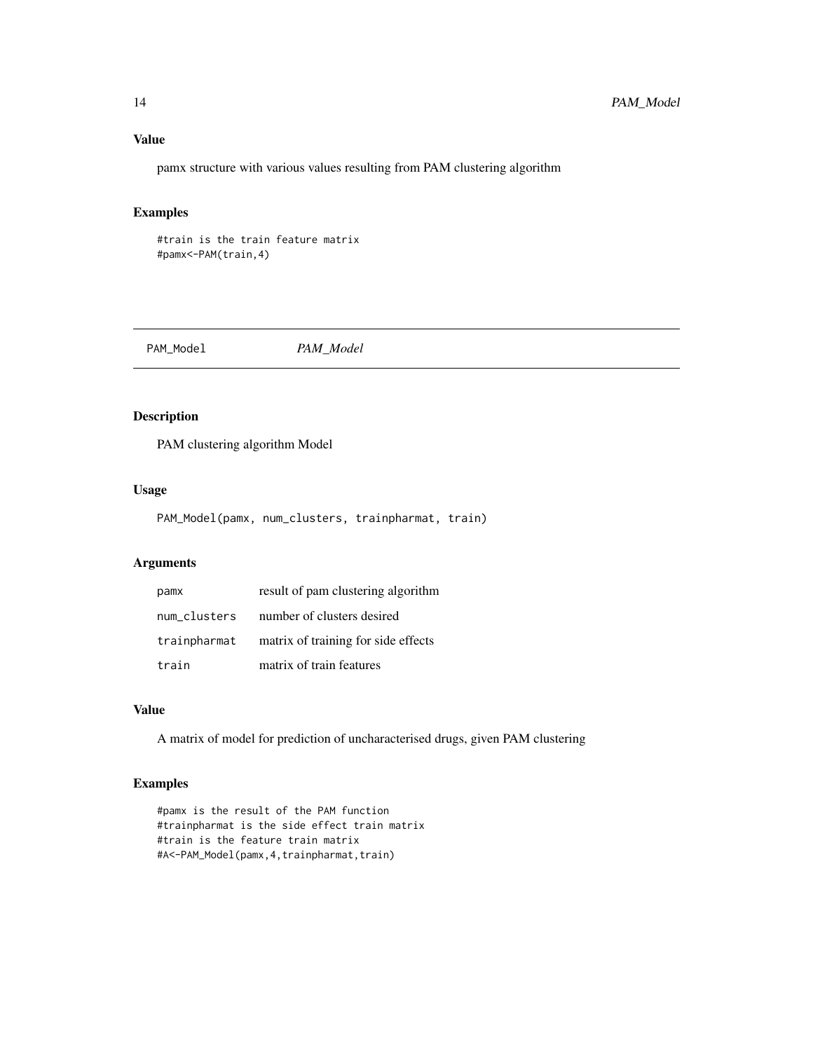### Value

pamx structure with various values resulting from PAM clustering algorithm

### Examples

```
#train is the train feature matrix
#pamx<-PAM(train,4)
```

---

## PAM_Model *PAM_Model*

---

### Description

PAM clustering algorithm Model

### Usage

```
PAM_Model(pamx, num_clusters, trainpharmat, train)
```

### Arguments

| | |
|---|---|
| pamx | result of pam clustering algorithm |
| num_clusters | number of clusters desired |
| trainpharmat | matrix of training for side effects |
| train | matrix of train features |

### Value

A matrix of model for prediction of uncharacterised drugs, given PAM clustering

### Examples

```
#pamx is the result of the PAM function
#trainpharmat is the side effect train matrix
#train is the feature train matrix
#A<-PAM_Model(pamx,4,trainpharmat,train)
```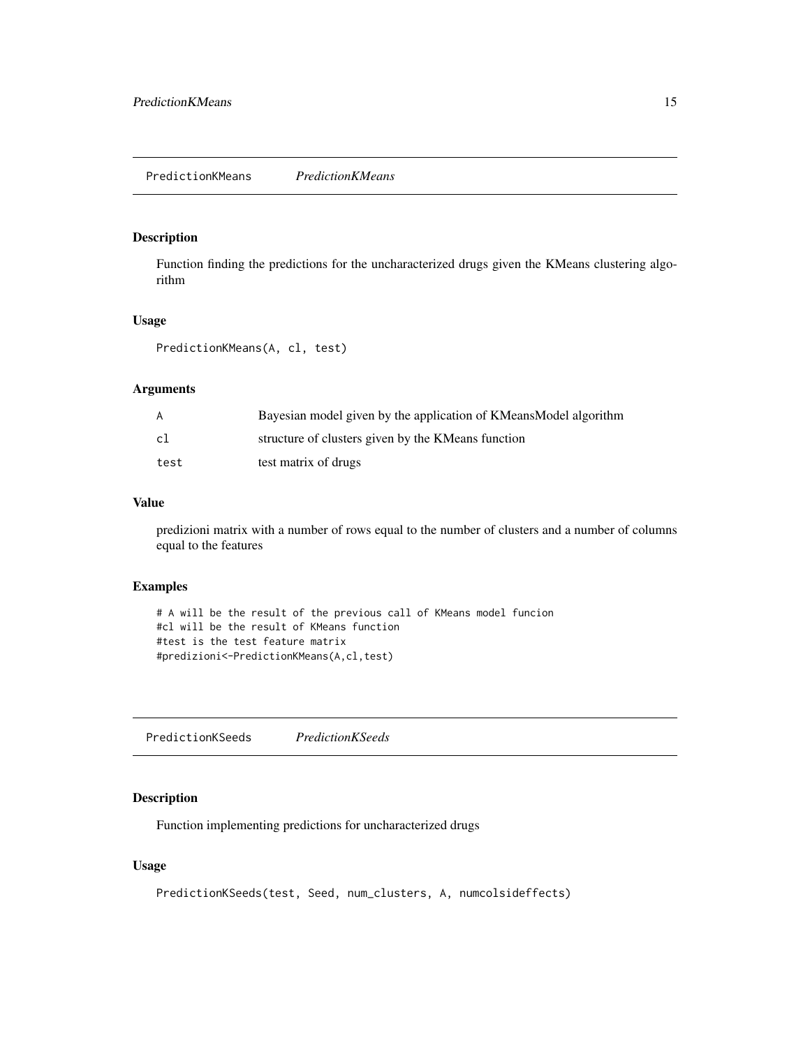## PredictionKMeans *PredictionKMeans*

### Description

Function finding the predictions for the uncharacterized drugs given the KMeans clustering algorithm

### Usage

```
PredictionKMeans(A, cl, test)
```

### Arguments

| | |
|---|---|
| A | Bayesian model given by the application of KMeansModel algorithm |
| cl | structure of clusters given by the KMeans function |
| test | test matrix of drugs |

### Value

predizioni matrix with a number of rows equal to the number of clusters and a number of columns equal to the features

### Examples

```
# A will be the result of the previous call of KMeans model funcion
#cl will be the result of KMeans function
#test is the test feature matrix
#predizioni<-PredictionKMeans(A,cl,test)
```

## PredictionKSeeds *PredictionKSeeds*

### Description

Function implementing predictions for uncharacterized drugs

### Usage

```
PredictionKSeeds(test, Seed, num_clusters, A, numcolsideffects)
```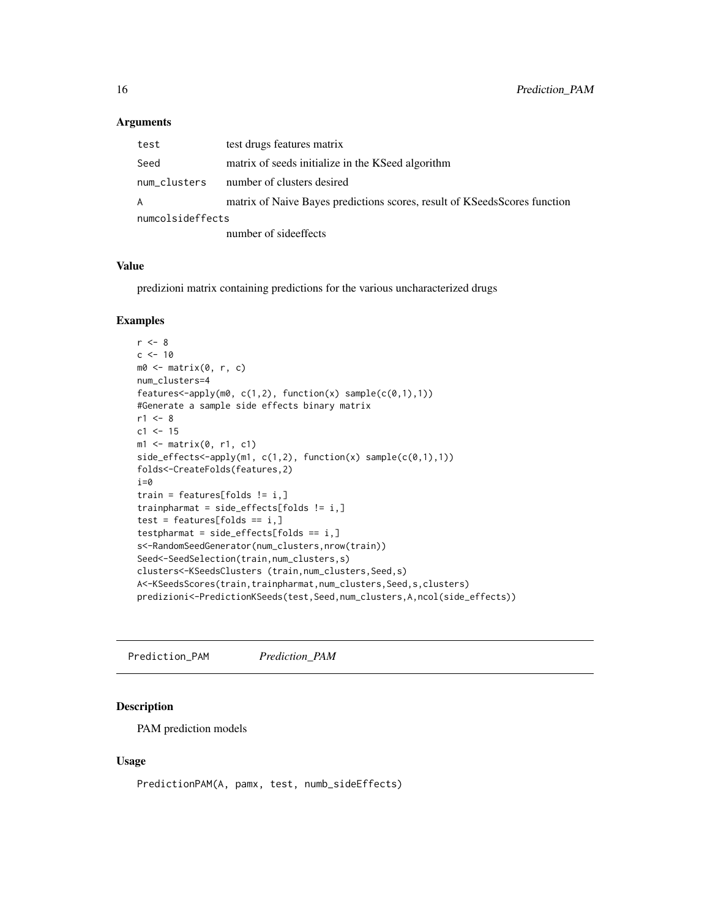### Arguments

| | |
|---|---|
| `test` | test drugs features matrix |
| `Seed` | matrix of seeds initialize in the KSeed algorithm |
| `num_clusters` | number of clusters desired |
| `A` | matrix of Naive Bayes predictions scores, result of KSeedsScores function |
| `numcolsideffects` | number of sideeffects |

### Value

predizioni matrix containing predictions for the various uncharacterized drugs

### Examples

```
r <- 8
c <- 10
m0 <- matrix(0, r, c)
num_clusters=4
features<-apply(m0, c(1,2), function(x) sample(c(0,1),1))
#Generate a sample side effects binary matrix
r1 <- 8
c1 <- 15
m1 <- matrix(0, r1, c1)
side_effects<-apply(m1, c(1,2), function(x) sample(c(0,1),1))
folds<-CreateFolds(features,2)
i=0
train = features[folds != i,]
trainpharmat = side_effects[folds != i,]
test = features[folds == i,]
testpharmat = side_effects[folds == i,]
s<-RandomSeedGenerator(num_clusters,nrow(train))
Seed<-SeedSelection(train,num_clusters,s)
clusters<-KSeedsClusters (train,num_clusters,Seed,s)
A<-KSeedsScores(train,trainpharmat,num_clusters,Seed,s,clusters)
predizioni<-PredictionKSeeds(test,Seed,num_clusters,A,ncol(side_effects))
```

---

## Prediction_PAM *Prediction_PAM*

### Description

PAM prediction models

### Usage

```
PredictionPAM(A, pamx, test, numb_sideEffects)
```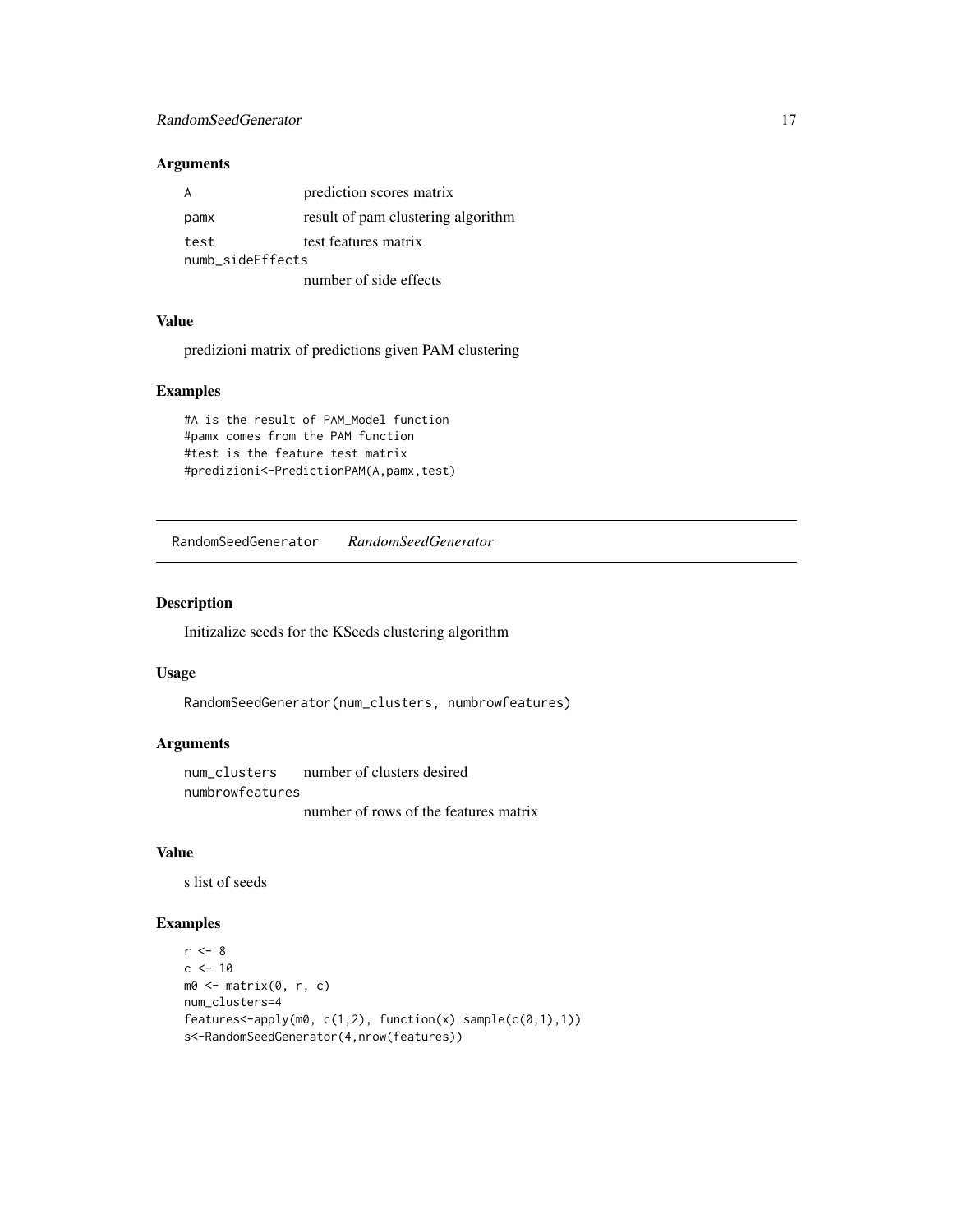### Arguments

| | |
|---|---|
| A | prediction scores matrix |
| pamx | result of pam clustering algorithm |
| test | test features matrix |
| numb_sideEffects | number of side effects |

### Value

predizioni matrix of predictions given PAM clustering

### Examples

```
#A is the result of PAM_Model function
#pamx comes from the PAM function
#test is the feature test matrix
#predizioni<-PredictionPAM(A,pamx,test)
```

---

## RandomSeedGenerator *RandomSeedGenerator*

### Description

Initizalize seeds for the KSeeds clustering algorithm

### Usage

```
RandomSeedGenerator(num_clusters, numbrowfeatures)
```

### Arguments

| | |
|---|---|
| num_clusters | number of clusters desired |
| numbrowfeatures | number of rows of the features matrix |

### Value

s list of seeds

### Examples

```
r <- 8
c <- 10
m0 <- matrix(0, r, c)
num_clusters=4
features<-apply(m0, c(1,2), function(x) sample(c(0,1),1))
s<-RandomSeedGenerator(4,nrow(features))
```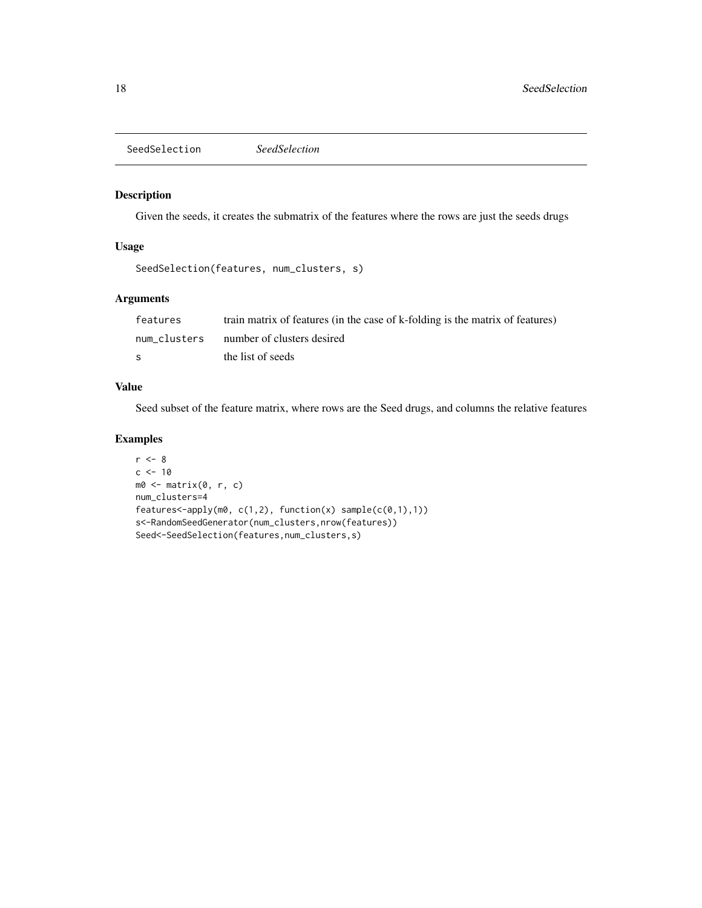## SeedSelection *SeedSelection*

### Description

Given the seeds, it creates the submatrix of the features where the rows are just the seeds drugs

### Usage

```
SeedSelection(features, num_clusters, s)
```

### Arguments

| | |
|---|---|
| features | train matrix of features (in the case of k-folding is the matrix of features) |
| num_clusters | number of clusters desired |
| s | the list of seeds |

### Value

Seed subset of the feature matrix, where rows are the Seed drugs, and columns the relative features

### Examples

```
r <- 8
c <- 10
m0 <- matrix(0, r, c)
num_clusters=4
features<-apply(m0, c(1,2), function(x) sample(c(0,1),1))
s<-RandomSeedGenerator(num_clusters,nrow(features))
Seed<-SeedSelection(features,num_clusters,s)
```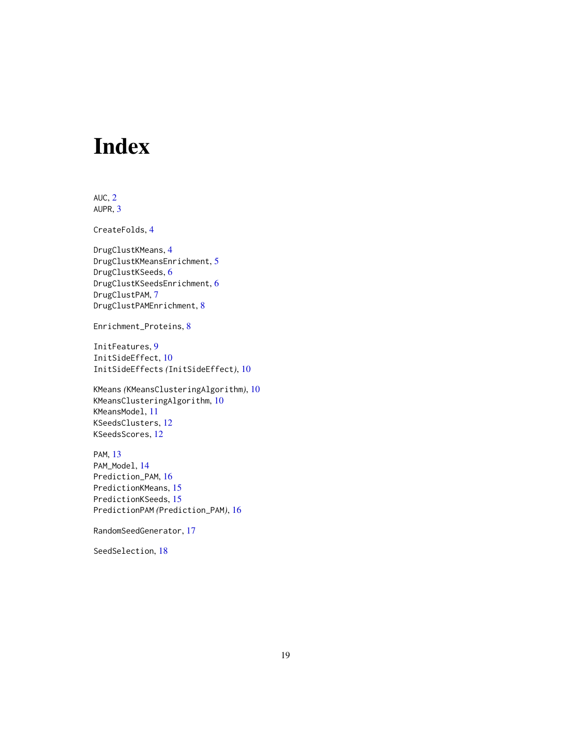# Index

AUC, 2
AUPR, 3

CreateFolds, 4

DrugClustKMeans, 4
DrugClustKMeansEnrichment, 5
DrugClustKSeeds, 6
DrugClustKSeedsEnrichment, 6
DrugClustPAM, 7
DrugClustPAMEnrichment, 8

Enrichment_Proteins, 8

InitFeatures, 9
InitSideEffect, 10
InitSideEffects *(*InitSideEffect*)*, 10

KMeans *(*KMeansClusteringAlgorithm*)*, 10
KMeansClusteringAlgorithm, 10
KMeansModel, 11
KSeedsClusters, 12
KSeedsScores, 12

PAM, 13
PAM_Model, 14
Prediction_PAM, 16
PredictionKMeans, 15
PredictionKSeeds, 15
PredictionPAM *(*Prediction_PAM*)*, 16

RandomSeedGenerator, 17

SeedSelection, 18